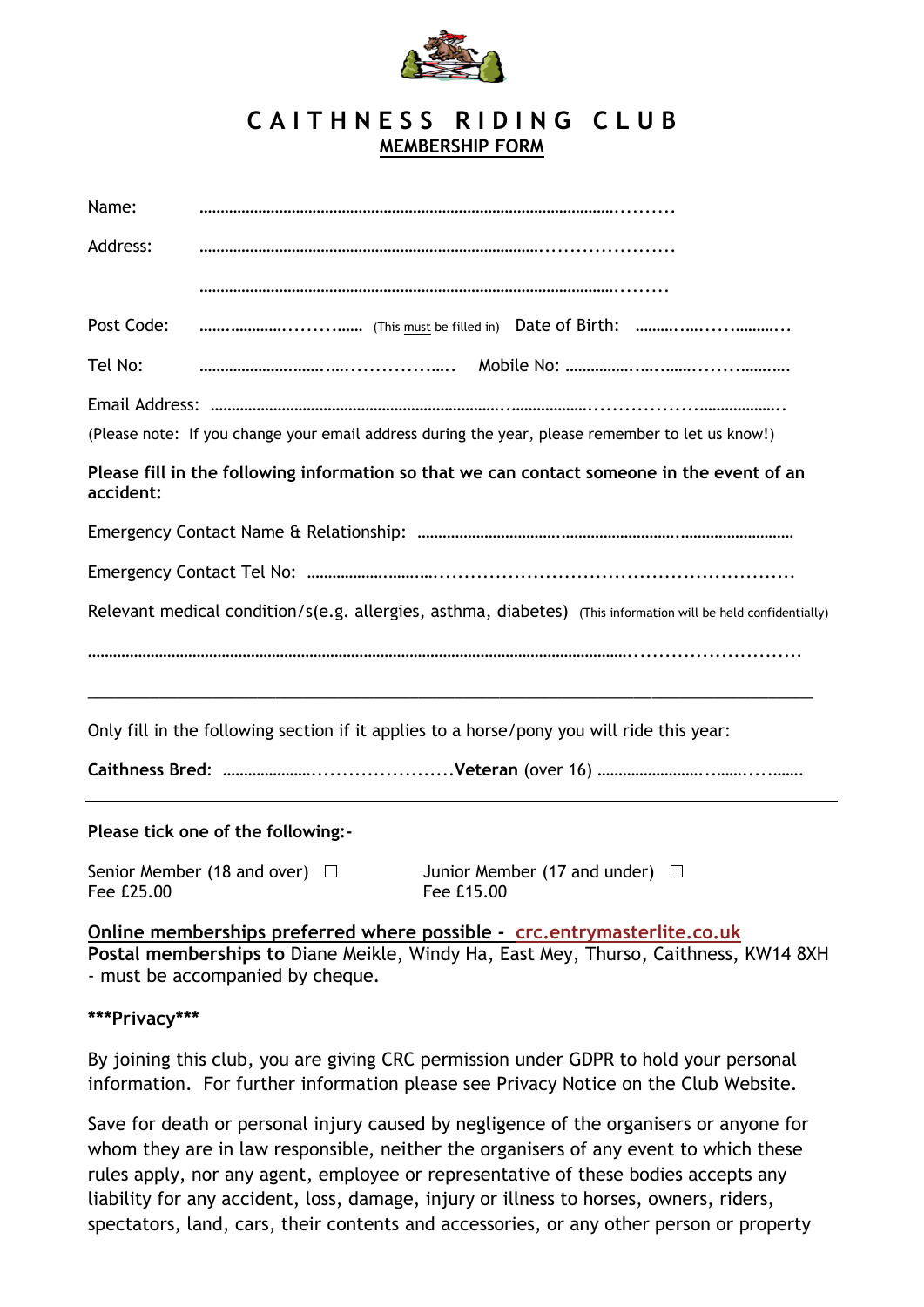# CAITHNESS RIDING CLUB

## MEMBERSHIP FORM

Name: ……………………………………………………………………………………….........

Address: ……………………………………………………………………….....................

……………………………………………………………………………………........

Post Code: …….…………..........…… (This must be filled in) Date of Birth: ……….…..….....………...

Tel No: …………………….……..….................….. Mobile No: …………….…...…….......…...……

Email Address: ……………………………………………………………..………………..................………………..

(Please note: If you change your email address during the year, please remember to let us know!)

**Please fill in the following information so that we can contact someone in the event of an accident:**

Emergency Contact Name & Relationship: …………………………….……………………….………………………

Emergency Contact Tel No: ……………….…….…......................................................

Relevant medical condition/s(e.g. allergies, asthma, diabetes) (This information will be held confidentially)

……………………………………………………………………………………………………………….............................

---

Only fill in the following section if it applies to a horse/pony you will ride this year:

**Caithness Bred**: …………………........................**Veteran** (over 16) ……………………...……...…..…….

---

**Please tick one of the following:-**

Senior Member (18 and over) ☐
Fee £25.00

Junior Member (17 and under) ☐
Fee £15.00

**Online memberships preferred where possible - crc.entrymasterlite.co.uk**
**Postal memberships to** Diane Meikle, Windy Ha, East Mey, Thurso, Caithness, KW14 8XH - must be accompanied by cheque.

**\*\*\*Privacy\*\*\***

By joining this club, you are giving CRC permission under GDPR to hold your personal information. For further information please see Privacy Notice on the Club Website.

Save for death or personal injury caused by negligence of the organisers or anyone for whom they are in law responsible, neither the organisers of any event to which these rules apply, nor any agent, employee or representative of these bodies accepts any liability for any accident, loss, damage, injury or illness to horses, owners, riders, spectators, land, cars, their contents and accessories, or any other person or property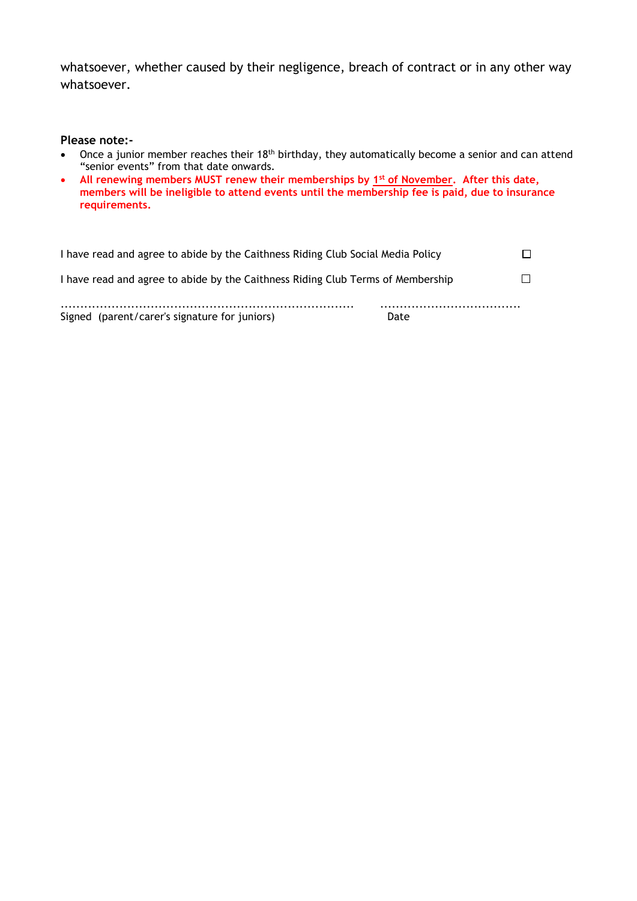whatsoever, whether caused by their negligence, breach of contract or in any other way whatsoever.

**Please note:-**

- Once a junior member reaches their 18th birthday, they automatically become a senior and can attend "senior events" from that date onwards.
- **All renewing members MUST renew their memberships by 1st of November. After this date, members will be ineligible to attend events until the membership fee is paid, due to insurance requirements.**

I have read and agree to abide by the Caithness Riding Club Social Media Policy ☐

I have read and agree to abide by the Caithness Riding Club Terms of Membership ☐

......................................................................... ....................................

Signed (parent/carer's signature for juniors) Date